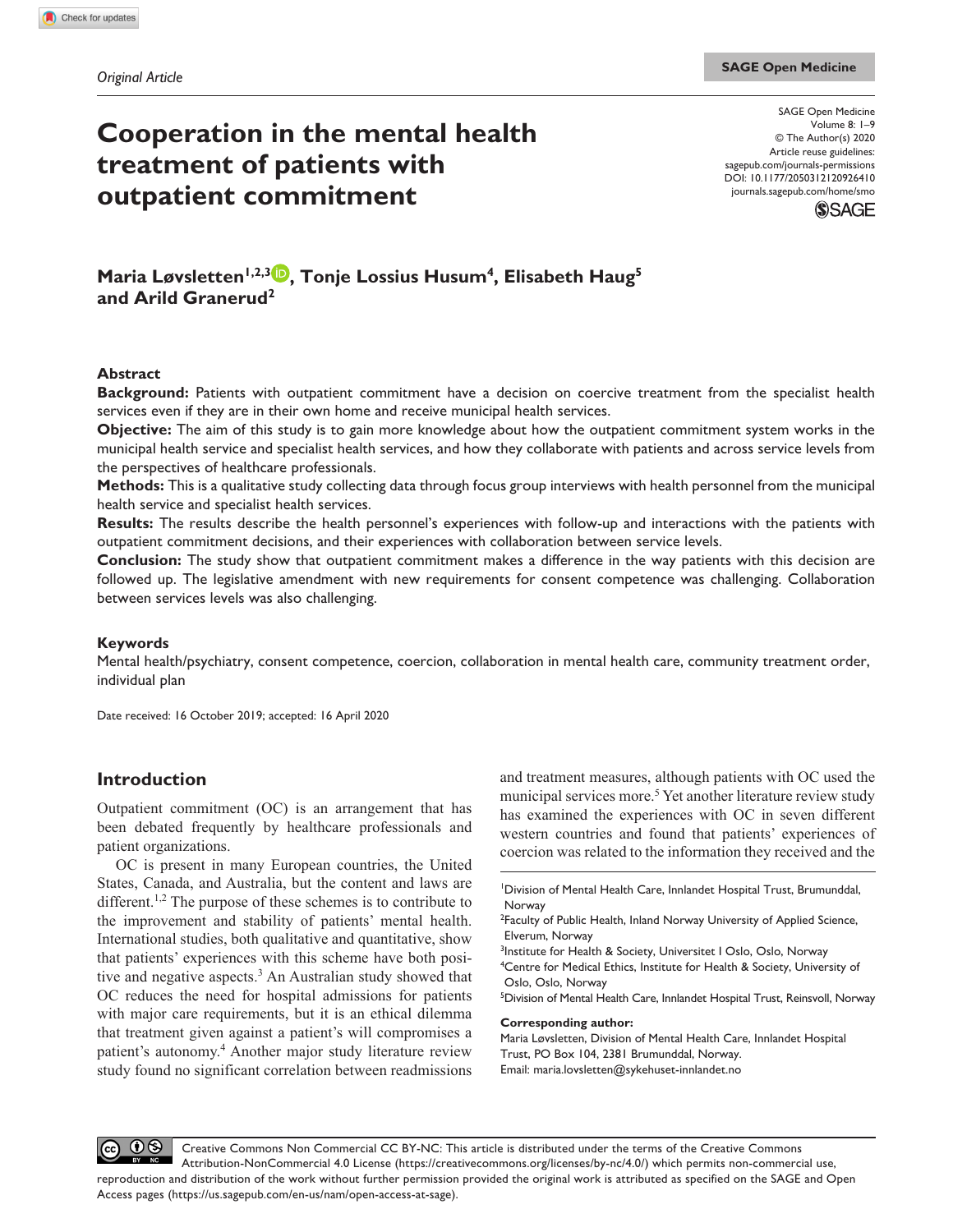*Original Article*

# Cooperation in the mental health treatment of patients with outpatient commitment

**Maria Løvsletten[1,2,3], Tonje Lossius Husum[4], Elisabeth Haug[5] and Arild Granerud[2]**

## Abstract

**Background:** Patients with outpatient commitment have a decision on coercive treatment from the specialist health services even if they are in their own home and receive municipal health services.

**Objective:** The aim of this study is to gain more knowledge about how the outpatient commitment system works in the municipal health service and specialist health services, and how they collaborate with patients and across service levels from the perspectives of healthcare professionals.

**Methods:** This is a qualitative study collecting data through focus group interviews with health personnel from the municipal health service and specialist health services.

**Results:** The results describe the health personnel's experiences with follow-up and interactions with the patients with outpatient commitment decisions, and their experiences with collaboration between service levels.

**Conclusion:** The study show that outpatient commitment makes a difference in the way patients with this decision are followed up. The legislative amendment with new requirements for consent competence was challenging. Collaboration between services levels was also challenging.

## Keywords

Mental health/psychiatry, consent competence, coercion, collaboration in mental health care, community treatment order, individual plan

Date received: 16 October 2019; accepted: 16 April 2020

## Introduction

Outpatient commitment (OC) is an arrangement that has been debated frequently by healthcare professionals and patient organizations.

OC is present in many European countries, the United States, Canada, and Australia, but the content and laws are different.[1,2] The purpose of these schemes is to contribute to the improvement and stability of patients' mental health. International studies, both qualitative and quantitative, show that patients' experiences with this scheme have both positive and negative aspects.[3] An Australian study showed that OC reduces the need for hospital admissions for patients with major care requirements, but it is an ethical dilemma that treatment given against a patient's will compromises a patient's autonomy.[4] Another major study literature review study found no significant correlation between readmissions and treatment measures, although patients with OC used the municipal services more.[5] Yet another literature review study has examined the experiences with OC in seven different western countries and found that patients' experiences of coercion was related to the information they received and the

[1]Division of Mental Health Care, Innlandet Hospital Trust, Brumunddal, Norway

[2]Faculty of Public Health, Inland Norway University of Applied Science, Elverum, Norway

[3]Institute for Health & Society, Universitet I Oslo, Oslo, Norway

[4]Centre for Medical Ethics, Institute for Health & Society, University of Oslo, Oslo, Norway

[5]Division of Mental Health Care, Innlandet Hospital Trust, Reinsvoll, Norway

**Corresponding author:**
Maria Løvsletten, Division of Mental Health Care, Innlandet Hospital Trust, PO Box 104, 2381 Brumunddal, Norway.
Email: maria.lovsletten@sykehuset-innlandet.no

Creative Commons Non Commercial CC BY-NC: This article is distributed under the terms of the Creative Commons Attribution-NonCommercial 4.0 License (https://creativecommons.org/licenses/by-nc/4.0/) which permits non-commercial use, reproduction and distribution of the work without further permission provided the original work is attributed as specified on the SAGE and Open Access pages (https://us.sagepub.com/en-us/nam/open-access-at-sage).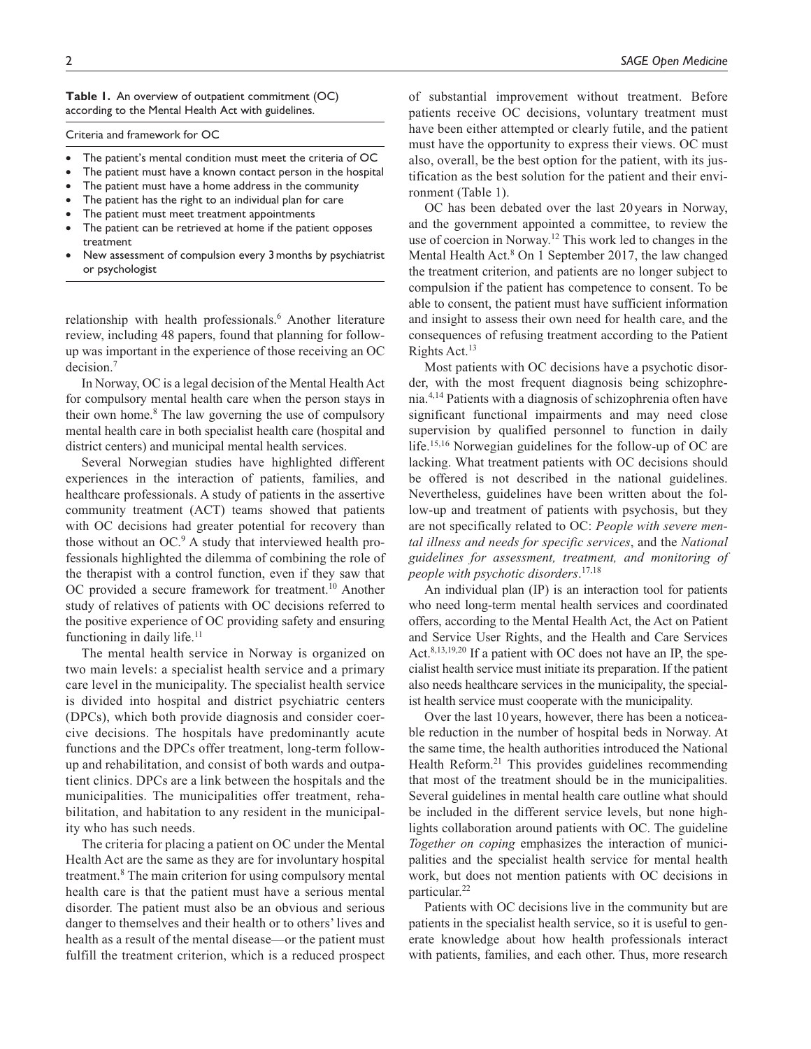**Table 1.** An overview of outpatient commitment (OC) according to the Mental Health Act with guidelines.

| Criteria and framework for OC |
|---|
| • The patient's mental condition must meet the criteria of OC |
| • The patient must have a known contact person in the hospital |
| • The patient must have a home address in the community |
| • The patient has the right to an individual plan for care |
| • The patient must meet treatment appointments |
| • The patient can be retrieved at home if the patient opposes treatment |
| • New assessment of compulsion every 3 months by psychiatrist or psychologist |

relationship with health professionals.[6] Another literature review, including 48 papers, found that planning for follow-up was important in the experience of those receiving an OC decision.[7]

In Norway, OC is a legal decision of the Mental Health Act for compulsory mental health care when the person stays in their own home.[8] The law governing the use of compulsory mental health care in both specialist health care (hospital and district centers) and municipal mental health services.

Several Norwegian studies have highlighted different experiences in the interaction of patients, families, and healthcare professionals. A study of patients in the assertive community treatment (ACT) teams showed that patients with OC decisions had greater potential for recovery than those without an OC.[9] A study that interviewed health professionals highlighted the dilemma of combining the role of the therapist with a control function, even if they saw that OC provided a secure framework for treatment.[10] Another study of relatives of patients with OC decisions referred to the positive experience of OC providing safety and ensuring functioning in daily life.[11]

The mental health service in Norway is organized on two main levels: a specialist health service and a primary care level in the municipality. The specialist health service is divided into hospital and district psychiatric centers (DPCs), which both provide diagnosis and consider coercive decisions. The hospitals have predominantly acute functions and the DPCs offer treatment, long-term follow-up and rehabilitation, and consist of both wards and outpatient clinics. DPCs are a link between the hospitals and the municipalities. The municipalities offer treatment, rehabilitation, and habitation to any resident in the municipality who has such needs.

The criteria for placing a patient on OC under the Mental Health Act are the same as they are for involuntary hospital treatment.[8] The main criterion for using compulsory mental health care is that the patient must have a serious mental disorder. The patient must also be an obvious and serious danger to themselves and their health or to others' lives and health as a result of the mental disease—or the patient must fulfill the treatment criterion, which is a reduced prospect of substantial improvement without treatment. Before patients receive OC decisions, voluntary treatment must have been either attempted or clearly futile, and the patient must have the opportunity to express their views. OC must also, overall, be the best option for the patient, with its justification as the best solution for the patient and their environment (Table 1).

OC has been debated over the last 20 years in Norway, and the government appointed a committee, to review the use of coercion in Norway.[12] This work led to changes in the Mental Health Act.[8] On 1 September 2017, the law changed the treatment criterion, and patients are no longer subject to compulsion if the patient has competence to consent. To be able to consent, the patient must have sufficient information and insight to assess their own need for health care, and the consequences of refusing treatment according to the Patient Rights Act.[13]

Most patients with OC decisions have a psychotic disorder, with the most frequent diagnosis being schizophrenia.[4,14] Patients with a diagnosis of schizophrenia often have significant functional impairments and may need close supervision by qualified personnel to function in daily life.[15,16] Norwegian guidelines for the follow-up of OC are lacking. What treatment patients with OC decisions should be offered is not described in the national guidelines. Nevertheless, guidelines have been written about the follow-up and treatment of patients with psychosis, but they are not specifically related to OC: *People with severe mental illness and needs for specific services*, and the *National guidelines for assessment, treatment, and monitoring of people with psychotic disorders*.[17,18]

An individual plan (IP) is an interaction tool for patients who need long-term mental health services and coordinated offers, according to the Mental Health Act, the Act on Patient and Service User Rights, and the Health and Care Services Act.[8,13,19,20] If a patient with OC does not have an IP, the specialist health service must initiate its preparation. If the patient also needs healthcare services in the municipality, the specialist health service must cooperate with the municipality.

Over the last 10 years, however, there has been a noticeable reduction in the number of hospital beds in Norway. At the same time, the health authorities introduced the National Health Reform.[21] This provides guidelines recommending that most of the treatment should be in the municipalities. Several guidelines in mental health care outline what should be included in the different service levels, but none highlights collaboration around patients with OC. The guideline *Together on coping* emphasizes the interaction of municipalities and the specialist health service for mental health work, but does not mention patients with OC decisions in particular.[22]

Patients with OC decisions live in the community but are patients in the specialist health service, so it is useful to generate knowledge about how health professionals interact with patients, families, and each other. Thus, more research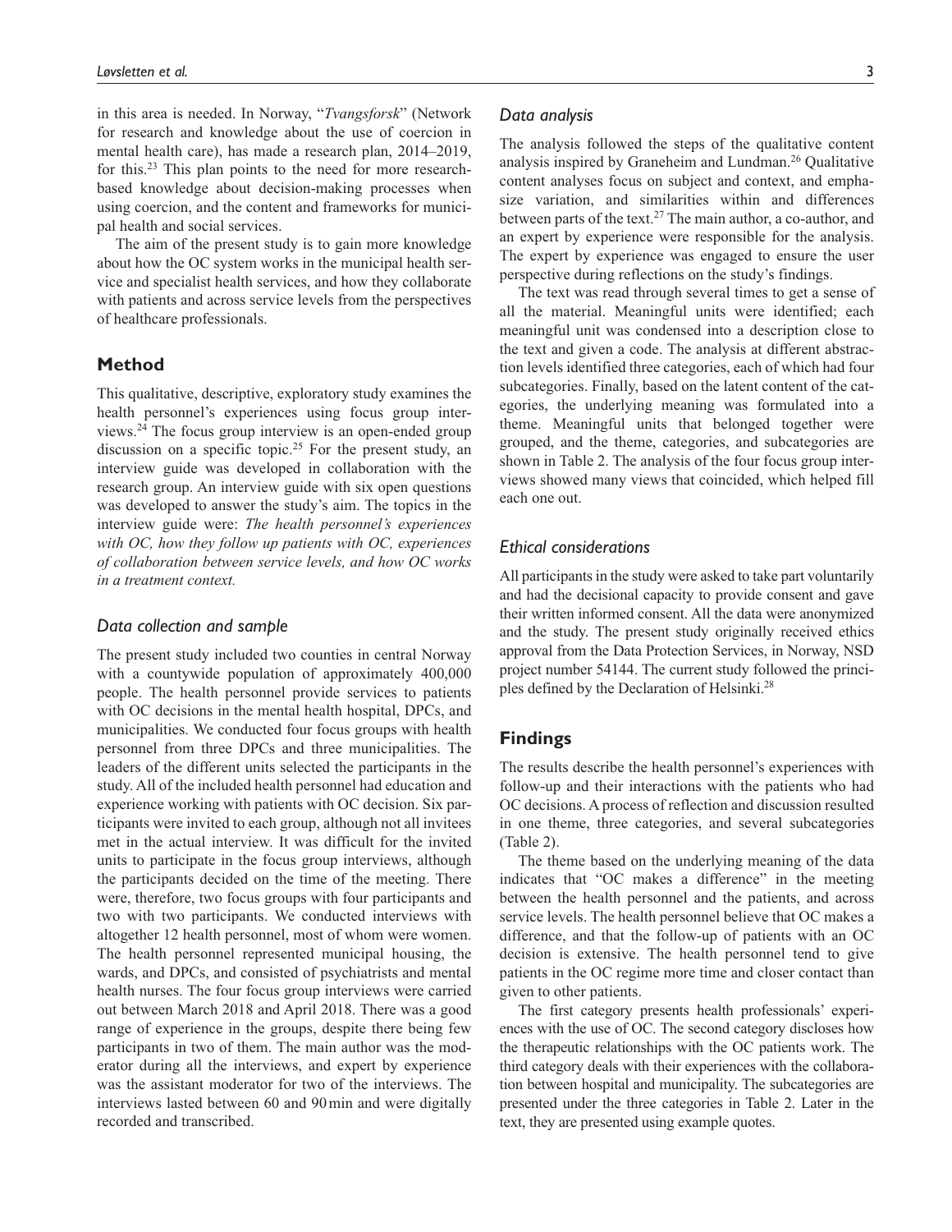in this area is needed. In Norway, "*Tvangsforsk*" (Network for research and knowledge about the use of coercion in mental health care), has made a research plan, 2014–2019, for this.[23] This plan points to the need for more research-based knowledge about decision-making processes when using coercion, and the content and frameworks for municipal health and social services.

The aim of the present study is to gain more knowledge about how the OC system works in the municipal health service and specialist health services, and how they collaborate with patients and across service levels from the perspectives of healthcare professionals.

## Method

This qualitative, descriptive, exploratory study examines the health personnel's experiences using focus group interviews.[24] The focus group interview is an open-ended group discussion on a specific topic.[25] For the present study, an interview guide was developed in collaboration with the research group. An interview guide with six open questions was developed to answer the study's aim. The topics in the interview guide were: ***The health personnel's experiences with OC, how they follow up patients with OC, experiences of collaboration between service levels, and how OC works in a treatment context.***

### *Data collection and sample*

The present study included two counties in central Norway with a countywide population of approximately 400,000 people. The health personnel provide services to patients with OC decisions in the mental health hospital, DPCs, and municipalities. We conducted four focus groups with health personnel from three DPCs and three municipalities. The leaders of the different units selected the participants in the study. All of the included health personnel had education and experience working with patients with OC decision. Six participants were invited to each group, although not all invitees met in the actual interview. It was difficult for the invited units to participate in the focus group interviews, although the participants decided on the time of the meeting. There were, therefore, two focus groups with four participants and two with two participants. We conducted interviews with altogether 12 health personnel, most of whom were women. The health personnel represented municipal housing, the wards, and DPCs, and consisted of psychiatrists and mental health nurses. The four focus group interviews were carried out between March 2018 and April 2018. There was a good range of experience in the groups, despite there being few participants in two of them. The main author was the moderator during all the interviews, and expert by experience was the assistant moderator for two of the interviews. The interviews lasted between 60 and 90 min and were digitally recorded and transcribed.

### *Data analysis*

The analysis followed the steps of the qualitative content analysis inspired by Graneheim and Lundman.[26] Qualitative content analyses focus on subject and context, and emphasize variation, and similarities within and differences between parts of the text.[27] The main author, a co-author, and an expert by experience were responsible for the analysis. The expert by experience was engaged to ensure the user perspective during reflections on the study's findings.

The text was read through several times to get a sense of all the material. Meaningful units were identified; each meaningful unit was condensed into a description close to the text and given a code. The analysis at different abstraction levels identified three categories, each of which had four subcategories. Finally, based on the latent content of the categories, the underlying meaning was formulated into a theme. Meaningful units that belonged together were grouped, and the theme, categories, and subcategories are shown in Table 2. The analysis of the four focus group interviews showed many views that coincided, which helped fill each one out.

### *Ethical considerations*

All participants in the study were asked to take part voluntarily and had the decisional capacity to provide consent and gave their written informed consent. All the data were anonymized and the study. The present study originally received ethics approval from the Data Protection Services, in Norway, NSD project number 54144. The current study followed the principles defined by the Declaration of Helsinki.[28]

## Findings

The results describe the health personnel's experiences with follow-up and their interactions with the patients who had OC decisions. A process of reflection and discussion resulted in one theme, three categories, and several subcategories (Table 2).

The theme based on the underlying meaning of the data indicates that "OC makes a difference" in the meeting between the health personnel and the patients, and across service levels. The health personnel believe that OC makes a difference, and that the follow-up of patients with an OC decision is extensive. The health personnel tend to give patients in the OC regime more time and closer contact than given to other patients.

The first category presents health professionals' experiences with the use of OC. The second category discloses how the therapeutic relationships with the OC patients work. The third category deals with their experiences with the collaboration between hospital and municipality. The subcategories are presented under the three categories in Table 2. Later in the text, they are presented using example quotes.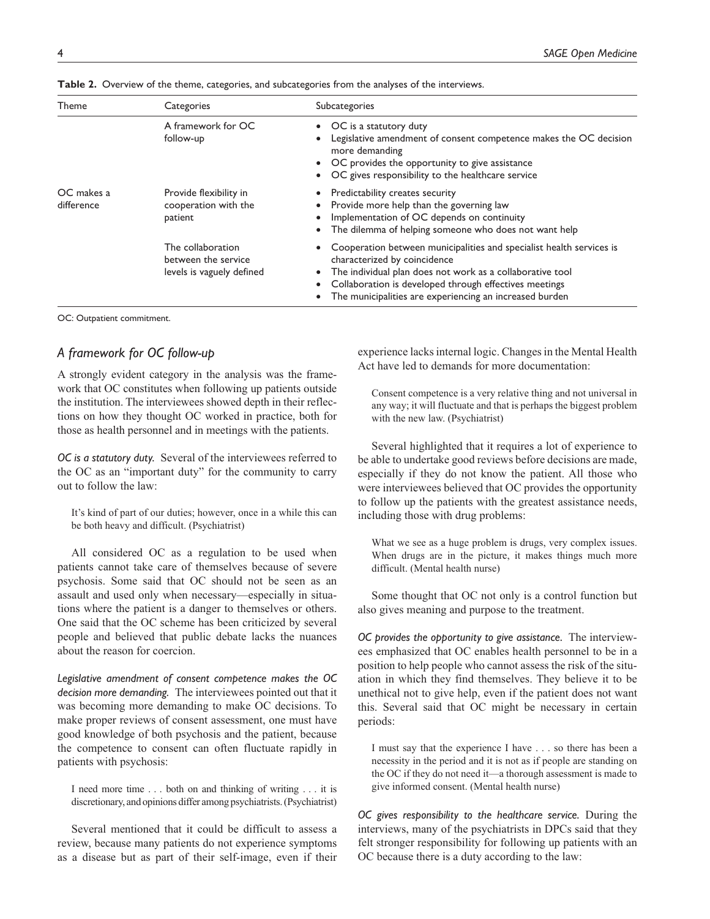**Table 2.** Overview of the theme, categories, and subcategories from the analyses of the interviews.

| Theme | Categories | Subcategories |
|---|---|---|
| | A framework for OC follow-up | • OC is a statutory duty<br>• Legislative amendment of consent competence makes the OC decision more demanding<br>• OC provides the opportunity to give assistance<br>• OC gives responsibility to the healthcare service |
| OC makes a difference | Provide flexibility in cooperation with the patient | • Predictability creates security<br>• Provide more help than the governing law<br>• Implementation of OC depends on continuity<br>• The dilemma of helping someone who does not want help |
| | The collaboration between the service levels is vaguely defined | • Cooperation between municipalities and specialist health services is characterized by coincidence<br>• The individual plan does not work as a collaborative tool<br>• Collaboration is developed through effectives meetings<br>• The municipalities are experiencing an increased burden |

OC: Outpatient commitment.

## *A framework for OC follow-up*

A strongly evident category in the analysis was the framework that OC constitutes when following up patients outside the institution. The interviewees showed depth in their reflections on how they thought OC worked in practice, both for those as health personnel and in meetings with the patients.

*OC is a statutory duty.* Several of the interviewees referred to the OC as an "important duty" for the community to carry out to follow the law:

> It's kind of part of our duties; however, once in a while this can be both heavy and difficult. (Psychiatrist)

All considered OC as a regulation to be used when patients cannot take care of themselves because of severe psychosis. Some said that OC should not be seen as an assault and used only when necessary—especially in situations where the patient is a danger to themselves or others. One said that the OC scheme has been criticized by several people and believed that public debate lacks the nuances about the reason for coercion.

*Legislative amendment of consent competence makes the OC decision more demanding.* The interviewees pointed out that it was becoming more demanding to make OC decisions. To make proper reviews of consent assessment, one must have good knowledge of both psychosis and the patient, because the competence to consent can often fluctuate rapidly in patients with psychosis:

> I need more time . . . both on and thinking of writing . . . it is discretionary, and opinions differ among psychiatrists. (Psychiatrist)

Several mentioned that it could be difficult to assess a review, because many patients do not experience symptoms as a disease but as part of their self-image, even if their experience lacks internal logic. Changes in the Mental Health Act have led to demands for more documentation:

> Consent competence is a very relative thing and not universal in any way; it will fluctuate and that is perhaps the biggest problem with the new law. (Psychiatrist)

Several highlighted that it requires a lot of experience to be able to undertake good reviews before decisions are made, especially if they do not know the patient. All those who were interviewees believed that OC provides the opportunity to follow up the patients with the greatest assistance needs, including those with drug problems:

> What we see as a huge problem is drugs, very complex issues. When drugs are in the picture, it makes things much more difficult. (Mental health nurse)

Some thought that OC not only is a control function but also gives meaning and purpose to the treatment.

*OC provides the opportunity to give assistance.* The interviewees emphasized that OC enables health personnel to be in a position to help people who cannot assess the risk of the situation in which they find themselves. They believe it to be unethical not to give help, even if the patient does not want this. Several said that OC might be necessary in certain periods:

> I must say that the experience I have . . . so there has been a necessity in the period and it is not as if people are standing on the OC if they do not need it—a thorough assessment is made to give informed consent. (Mental health nurse)

*OC gives responsibility to the healthcare service.* During the interviews, many of the psychiatrists in DPCs said that they felt stronger responsibility for following up patients with an OC because there is a duty according to the law: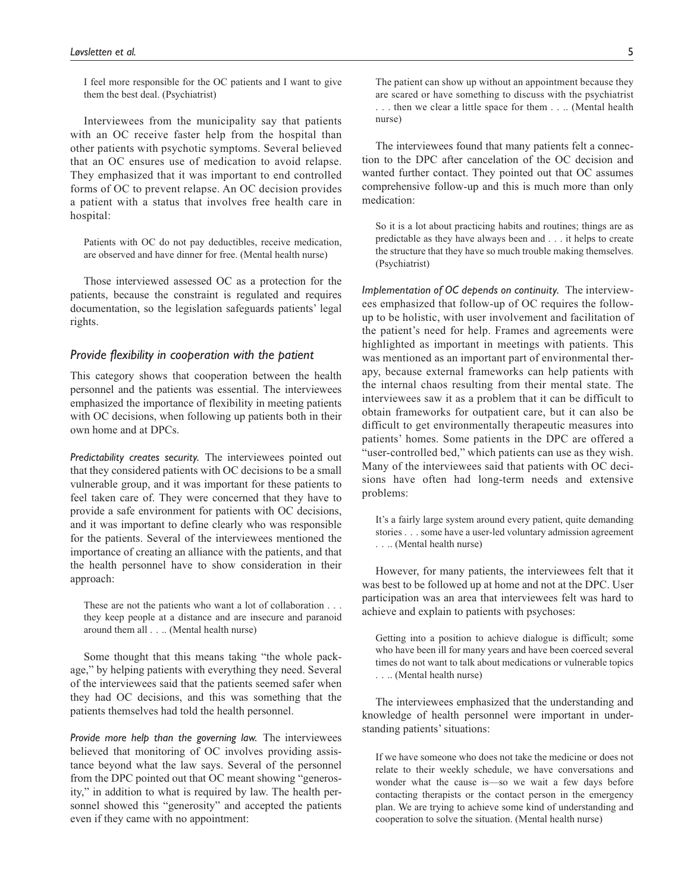> I feel more responsible for the OC patients and I want to give them the best deal. (Psychiatrist)

Interviewees from the municipality say that patients with an OC receive faster help from the hospital than other patients with psychotic symptoms. Several believed that an OC ensures use of medication to avoid relapse. They emphasized that it was important to end controlled forms of OC to prevent relapse. An OC decision provides a patient with a status that involves free health care in hospital:

> Patients with OC do not pay deductibles, receive medication, are observed and have dinner for free. (Mental health nurse)

Those interviewed assessed OC as a protection for the patients, because the constraint is regulated and requires documentation, so the legislation safeguards patients' legal rights.

### *Provide flexibility in cooperation with the patient*

This category shows that cooperation between the health personnel and the patients was essential. The interviewees emphasized the importance of flexibility in meeting patients with OC decisions, when following up patients both in their own home and at DPCs.

*Predictability creates security.* The interviewees pointed out that they considered patients with OC decisions to be a small vulnerable group, and it was important for these patients to feel taken care of. They were concerned that they have to provide a safe environment for patients with OC decisions, and it was important to define clearly who was responsible for the patients. Several of the interviewees mentioned the importance of creating an alliance with the patients, and that the health personnel have to show consideration in their approach:

> These are not the patients who want a lot of collaboration . . . they keep people at a distance and are insecure and paranoid around them all . . .. (Mental health nurse)

Some thought that this means taking "the whole package," by helping patients with everything they need. Several of the interviewees said that the patients seemed safer when they had OC decisions, and this was something that the patients themselves had told the health personnel.

*Provide more help than the governing law.* The interviewees believed that monitoring of OC involves providing assistance beyond what the law says. Several of the personnel from the DPC pointed out that OC meant showing "generosity," in addition to what is required by law. The health personnel showed this "generosity" and accepted the patients even if they came with no appointment:

> The patient can show up without an appointment because they are scared or have something to discuss with the psychiatrist . . . then we clear a little space for them . . .. (Mental health nurse)

The interviewees found that many patients felt a connection to the DPC after cancelation of the OC decision and wanted further contact. They pointed out that OC assumes comprehensive follow-up and this is much more than only medication:

> So it is a lot about practicing habits and routines; things are as predictable as they have always been and . . . it helps to create the structure that they have so much trouble making themselves. (Psychiatrist)

*Implementation of OC depends on continuity.* The interviewees emphasized that follow-up of OC requires the follow-up to be holistic, with user involvement and facilitation of the patient's need for help. Frames and agreements were highlighted as important in meetings with patients. This was mentioned as an important part of environmental therapy, because external frameworks can help patients with the internal chaos resulting from their mental state. The interviewees saw it as a problem that it can be difficult to obtain frameworks for outpatient care, but it can also be difficult to get environmentally therapeutic measures into patients' homes. Some patients in the DPC are offered a "user-controlled bed," which patients can use as they wish. Many of the interviewees said that patients with OC decisions have often had long-term needs and extensive problems:

> It's a fairly large system around every patient, quite demanding stories . . . some have a user-led voluntary admission agreement . . .. (Mental health nurse)

However, for many patients, the interviewees felt that it was best to be followed up at home and not at the DPC. User participation was an area that interviewees felt was hard to achieve and explain to patients with psychoses:

> Getting into a position to achieve dialogue is difficult; some who have been ill for many years and have been coerced several times do not want to talk about medications or vulnerable topics . . .. (Mental health nurse)

The interviewees emphasized that the understanding and knowledge of health personnel were important in understanding patients' situations:

> If we have someone who does not take the medicine or does not relate to their weekly schedule, we have conversations and wonder what the cause is—so we wait a few days before contacting therapists or the contact person in the emergency plan. We are trying to achieve some kind of understanding and cooperation to solve the situation. (Mental health nurse)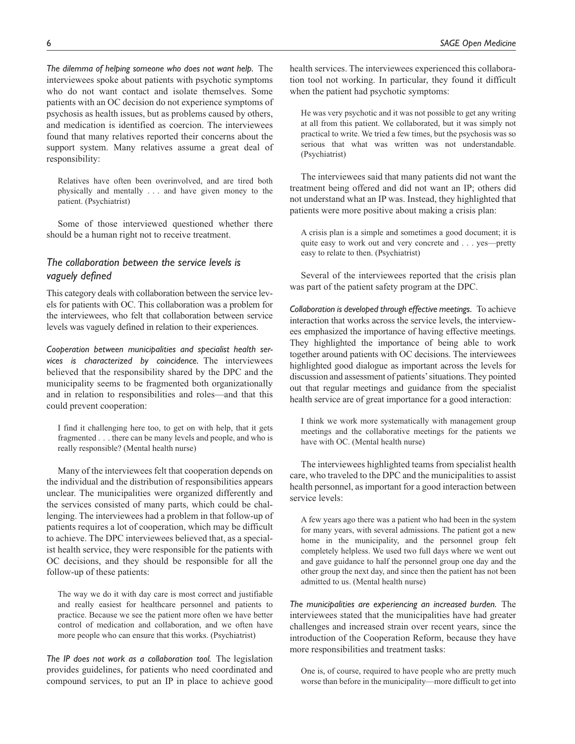*The dilemma of helping someone who does not want help.* The interviewees spoke about patients with psychotic symptoms who do not want contact and isolate themselves. Some patients with an OC decision do not experience symptoms of psychosis as health issues, but as problems caused by others, and medication is identified as coercion. The interviewees found that many relatives reported their concerns about the support system. Many relatives assume a great deal of responsibility:

> Relatives have often been overinvolved, and are tired both physically and mentally . . . and have given money to the patient. (Psychiatrist)

Some of those interviewed questioned whether there should be a human right not to receive treatment.

### *The collaboration between the service levels is vaguely defined*

This category deals with collaboration between the service levels for patients with OC. This collaboration was a problem for the interviewees, who felt that collaboration between service levels was vaguely defined in relation to their experiences.

*Cooperation between municipalities and specialist health services is characterized by coincidence.* The interviewees believed that the responsibility shared by the DPC and the municipality seems to be fragmented both organizationally and in relation to responsibilities and roles—and that this could prevent cooperation:

> I find it challenging here too, to get on with help, that it gets fragmented . . . there can be many levels and people, and who is really responsible? (Mental health nurse)

Many of the interviewees felt that cooperation depends on the individual and the distribution of responsibilities appears unclear. The municipalities were organized differently and the services consisted of many parts, which could be challenging. The interviewees had a problem in that follow-up of patients requires a lot of cooperation, which may be difficult to achieve. The DPC interviewees believed that, as a specialist health service, they were responsible for the patients with OC decisions, and they should be responsible for all the follow-up of these patients:

> The way we do it with day care is most correct and justifiable and really easiest for healthcare personnel and patients to practice. Because we see the patient more often we have better control of medication and collaboration, and we often have more people who can ensure that this works. (Psychiatrist)

*The IP does not work as a collaboration tool.* The legislation provides guidelines, for patients who need coordinated and compound services, to put an IP in place to achieve good health services. The interviewees experienced this collaboration tool not working. In particular, they found it difficult when the patient had psychotic symptoms:

> He was very psychotic and it was not possible to get any writing at all from this patient. We collaborated, but it was simply not practical to write. We tried a few times, but the psychosis was so serious that what was written was not understandable. (Psychiatrist)

The interviewees said that many patients did not want the treatment being offered and did not want an IP; others did not understand what an IP was. Instead, they highlighted that patients were more positive about making a crisis plan:

> A crisis plan is a simple and sometimes a good document; it is quite easy to work out and very concrete and . . . yes—pretty easy to relate to then. (Psychiatrist)

Several of the interviewees reported that the crisis plan was part of the patient safety program at the DPC.

*Collaboration is developed through effective meetings.* To achieve interaction that works across the service levels, the interviewees emphasized the importance of having effective meetings. They highlighted the importance of being able to work together around patients with OC decisions. The interviewees highlighted good dialogue as important across the levels for discussion and assessment of patients' situations. They pointed out that regular meetings and guidance from the specialist health service are of great importance for a good interaction:

> I think we work more systematically with management group meetings and the collaborative meetings for the patients we have with OC. (Mental health nurse)

The interviewees highlighted teams from specialist health care, who traveled to the DPC and the municipalities to assist health personnel, as important for a good interaction between service levels:

> A few years ago there was a patient who had been in the system for many years, with several admissions. The patient got a new home in the municipality, and the personnel group felt completely helpless. We used two full days where we went out and gave guidance to half the personnel group one day and the other group the next day, and since then the patient has not been admitted to us. (Mental health nurse)

*The municipalities are experiencing an increased burden.* The interviewees stated that the municipalities have had greater challenges and increased strain over recent years, since the introduction of the Cooperation Reform, because they have more responsibilities and treatment tasks:

> One is, of course, required to have people who are pretty much worse than before in the municipality—more difficult to get into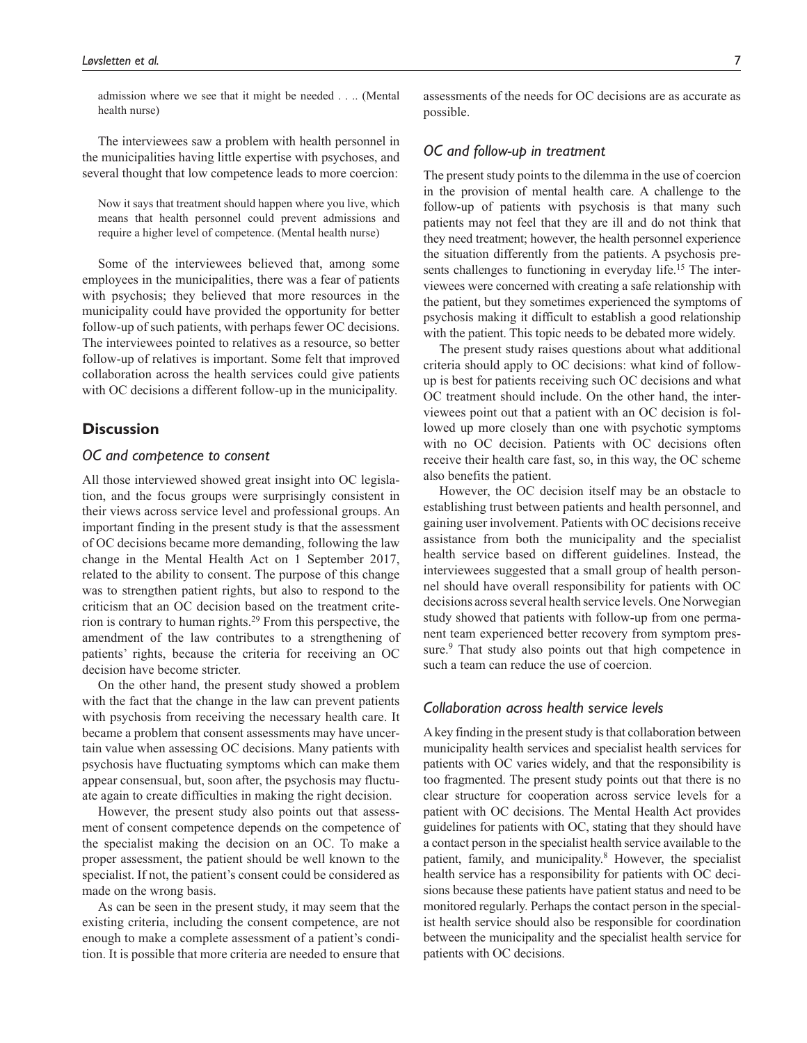admission where we see that it might be needed . . .. (Mental health nurse)

The interviewees saw a problem with health personnel in the municipalities having little expertise with psychoses, and several thought that low competence leads to more coercion:

> Now it says that treatment should happen where you live, which means that health personnel could prevent admissions and require a higher level of competence. (Mental health nurse)

Some of the interviewees believed that, among some employees in the municipalities, there was a fear of patients with psychosis; they believed that more resources in the municipality could have provided the opportunity for better follow-up of such patients, with perhaps fewer OC decisions. The interviewees pointed to relatives as a resource, so better follow-up of relatives is important. Some felt that improved collaboration across the health services could give patients with OC decisions a different follow-up in the municipality.

## Discussion

### *OC and competence to consent*

All those interviewed showed great insight into OC legislation, and the focus groups were surprisingly consistent in their views across service level and professional groups. An important finding in the present study is that the assessment of OC decisions became more demanding, following the law change in the Mental Health Act on 1 September 2017, related to the ability to consent. The purpose of this change was to strengthen patient rights, but also to respond to the criticism that an OC decision based on the treatment criterion is contrary to human rights.[29] From this perspective, the amendment of the law contributes to a strengthening of patients' rights, because the criteria for receiving an OC decision have become stricter.

On the other hand, the present study showed a problem with the fact that the change in the law can prevent patients with psychosis from receiving the necessary health care. It became a problem that consent assessments may have uncertain value when assessing OC decisions. Many patients with psychosis have fluctuating symptoms which can make them appear consensual, but, soon after, the psychosis may fluctuate again to create difficulties in making the right decision.

However, the present study also points out that assessment of consent competence depends on the competence of the specialist making the decision on an OC. To make a proper assessment, the patient should be well known to the specialist. If not, the patient's consent could be considered as made on the wrong basis.

As can be seen in the present study, it may seem that the existing criteria, including the consent competence, are not enough to make a complete assessment of a patient's condition. It is possible that more criteria are needed to ensure that assessments of the needs for OC decisions are as accurate as possible.

### *OC and follow-up in treatment*

The present study points to the dilemma in the use of coercion in the provision of mental health care. A challenge to the follow-up of patients with psychosis is that many such patients may not feel that they are ill and do not think that they need treatment; however, the health personnel experience the situation differently from the patients. A psychosis presents challenges to functioning in everyday life.[15] The interviewees were concerned with creating a safe relationship with the patient, but they sometimes experienced the symptoms of psychosis making it difficult to establish a good relationship with the patient. This topic needs to be debated more widely.

The present study raises questions about what additional criteria should apply to OC decisions: what kind of follow-up is best for patients receiving such OC decisions and what OC treatment should include. On the other hand, the interviewees point out that a patient with an OC decision is followed up more closely than one with psychotic symptoms with no OC decision. Patients with OC decisions often receive their health care fast, so, in this way, the OC scheme also benefits the patient.

However, the OC decision itself may be an obstacle to establishing trust between patients and health personnel, and gaining user involvement. Patients with OC decisions receive assistance from both the municipality and the specialist health service based on different guidelines. Instead, the interviewees suggested that a small group of health personnel should have overall responsibility for patients with OC decisions across several health service levels. One Norwegian study showed that patients with follow-up from one permanent team experienced better recovery from symptom pressure.[9] That study also points out that high competence in such a team can reduce the use of coercion.

### *Collaboration across health service levels*

A key finding in the present study is that collaboration between municipality health services and specialist health services for patients with OC varies widely, and that the responsibility is too fragmented. The present study points out that there is no clear structure for cooperation across service levels for a patient with OC decisions. The Mental Health Act provides guidelines for patients with OC, stating that they should have a contact person in the specialist health service available to the patient, family, and municipality.[8] However, the specialist health service has a responsibility for patients with OC decisions because these patients have patient status and need to be monitored regularly. Perhaps the contact person in the specialist health service should also be responsible for coordination between the municipality and the specialist health service for patients with OC decisions.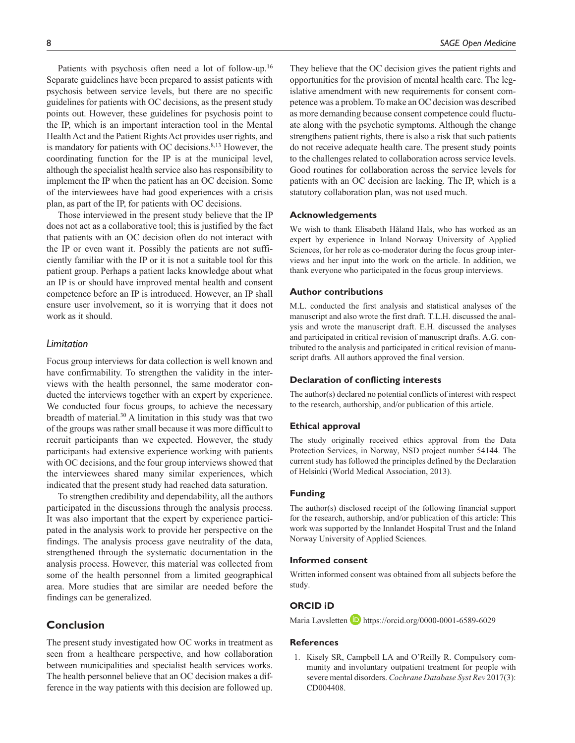Patients with psychosis often need a lot of follow-up.[16] Separate guidelines have been prepared to assist patients with psychosis between service levels, but there are no specific guidelines for patients with OC decisions, as the present study points out. However, these guidelines for psychosis point to the IP, which is an important interaction tool in the Mental Health Act and the Patient Rights Act provides user rights, and is mandatory for patients with OC decisions.[8,13] However, the coordinating function for the IP is at the municipal level, although the specialist health service also has responsibility to implement the IP when the patient has an OC decision. Some of the interviewees have had good experiences with a crisis plan, as part of the IP, for patients with OC decisions.

Those interviewed in the present study believe that the IP does not act as a collaborative tool; this is justified by the fact that patients with an OC decision often do not interact with the IP or even want it. Possibly the patients are not sufficiently familiar with the IP or it is not a suitable tool for this patient group. Perhaps a patient lacks knowledge about what an IP is or should have improved mental health and consent competence before an IP is introduced. However, an IP shall ensure user involvement, so it is worrying that it does not work as it should.

### *Limitation*

Focus group interviews for data collection is well known and have confirmability. To strengthen the validity in the interviews with the health personnel, the same moderator conducted the interviews together with an expert by experience. We conducted four focus groups, to achieve the necessary breadth of material.[30] A limitation in this study was that two of the groups was rather small because it was more difficult to recruit participants than we expected. However, the study participants had extensive experience working with patients with OC decisions, and the four group interviews showed that the interviewees shared many similar experiences, which indicated that the present study had reached data saturation.

To strengthen credibility and dependability, all the authors participated in the discussions through the analysis process. It was also important that the expert by experience participated in the analysis work to provide her perspective on the findings. The analysis process gave neutrality of the data, strengthened through the systematic documentation in the analysis process. However, this material was collected from some of the health personnel from a limited geographical area. More studies that are similar are needed before the findings can be generalized.

## Conclusion

The present study investigated how OC works in treatment as seen from a healthcare perspective, and how collaboration between municipalities and specialist health services works. The health personnel believe that an OC decision makes a difference in the way patients with this decision are followed up. They believe that the OC decision gives the patient rights and opportunities for the provision of mental health care. The legislative amendment with new requirements for consent competence was a problem. To make an OC decision was described as more demanding because consent competence could fluctuate along with the psychotic symptoms. Although the change strengthens patient rights, there is also a risk that such patients do not receive adequate health care. The present study points to the challenges related to collaboration across service levels. Good routines for collaboration across the service levels for patients with an OC decision are lacking. The IP, which is a statutory collaboration plan, was not used much.

### Acknowledgements

We wish to thank Elisabeth Håland Hals, who has worked as an expert by experience in Inland Norway University of Applied Sciences, for her role as co-moderator during the focus group interviews and her input into the work on the article. In addition, we thank everyone who participated in the focus group interviews.

### Author contributions

M.L. conducted the first analysis and statistical analyses of the manuscript and also wrote the first draft. T.L.H. discussed the analysis and wrote the manuscript draft. E.H. discussed the analyses and participated in critical revision of manuscript drafts. A.G. contributed to the analysis and participated in critical revision of manuscript drafts. All authors approved the final version.

### Declaration of conflicting interests

The author(s) declared no potential conflicts of interest with respect to the research, authorship, and/or publication of this article.

### Ethical approval

The study originally received ethics approval from the Data Protection Services, in Norway, NSD project number 54144. The current study has followed the principles defined by the Declaration of Helsinki (World Medical Association, 2013).

### Funding

The author(s) disclosed receipt of the following financial support for the research, authorship, and/or publication of this article: This work was supported by the Innlandet Hospital Trust and the Inland Norway University of Applied Sciences.

### Informed consent

Written informed consent was obtained from all subjects before the study.

### ORCID iD

Maria Løvsletten https://orcid.org/0000-0001-6589-6029

### References

1. Kisely SR, Campbell LA and O'Reilly R. Compulsory community and involuntary outpatient treatment for people with severe mental disorders. *Cochrane Database Syst Rev* 2017(3): CD004408.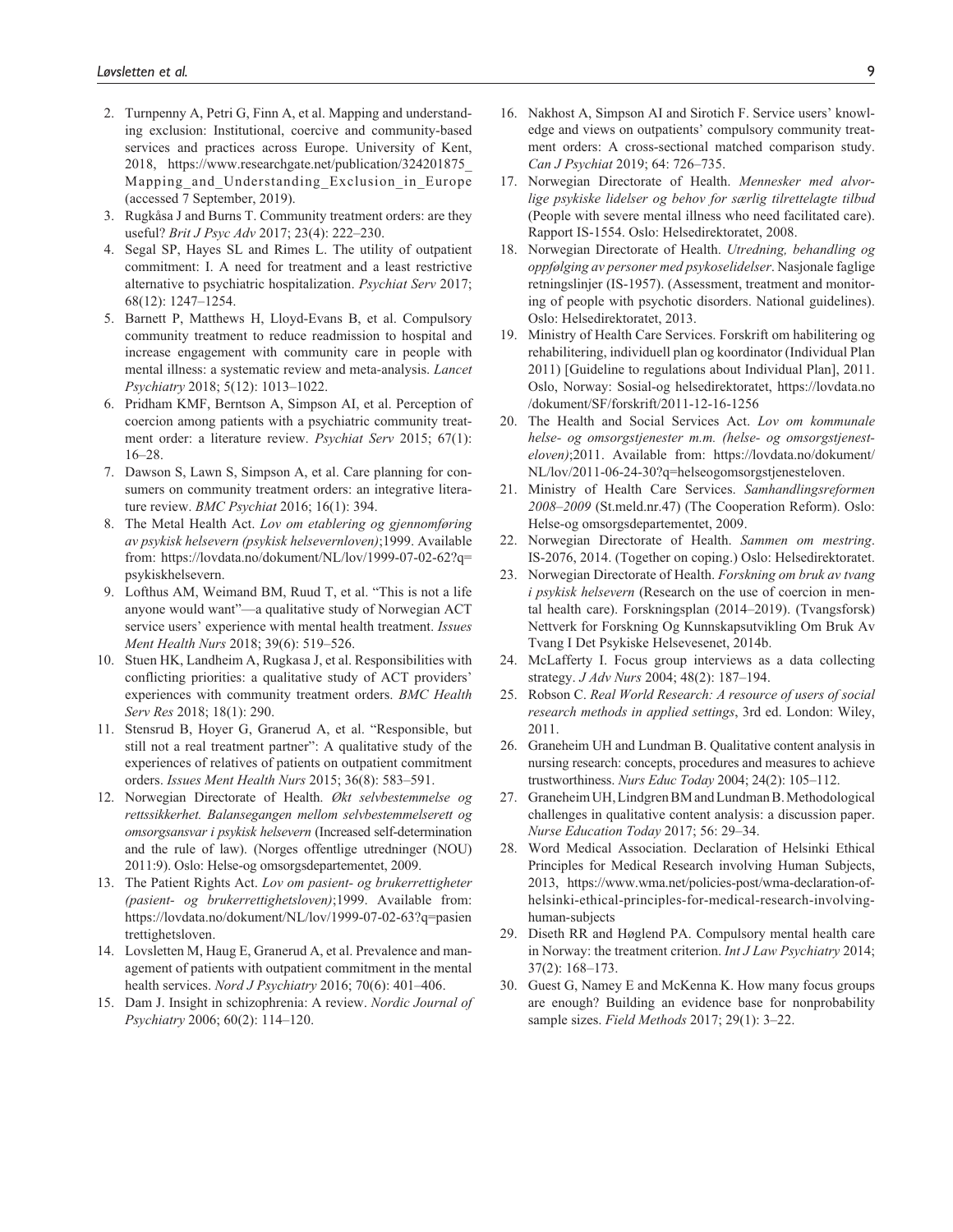2. Turnpenny A, Petri G, Finn A, et al. Mapping and understanding exclusion: Institutional, coercive and community-based services and practices across Europe. University of Kent, 2018, https://www.researchgate.net/publication/324201875_Mapping_and_Understanding_Exclusion_in_Europe (accessed 7 September, 2019).
3. Rugkåsa J and Burns T. Community treatment orders: are they useful? *Brit J Psyc Adv* 2017; 23(4): 222–230.
4. Segal SP, Hayes SL and Rimes L. The utility of outpatient commitment: I. A need for treatment and a least restrictive alternative to psychiatric hospitalization. *Psychiat Serv* 2017; 68(12): 1247–1254.
5. Barnett P, Matthews H, Lloyd-Evans B, et al. Compulsory community treatment to reduce readmission to hospital and increase engagement with community care in people with mental illness: a systematic review and meta-analysis. *Lancet Psychiatry* 2018; 5(12): 1013–1022.
6. Pridham KMF, Berntson A, Simpson AI, et al. Perception of coercion among patients with a psychiatric community treatment order: a literature review. *Psychiat Serv* 2015; 67(1): 16–28.
7. Dawson S, Lawn S, Simpson A, et al. Care planning for consumers on community treatment orders: an integrative literature review. *BMC Psychiat* 2016; 16(1): 394.
8. The Metal Health Act. *Lov om etablering og gjennomføring av psykisk helsevern (psykisk helsevernloven)*;1999. Available from: https://lovdata.no/dokument/NL/lov/1999-07-02-62?q=psykiskhelsevern.
9. Lofthus AM, Weimand BM, Ruud T, et al. "This is not a life anyone would want"—a qualitative study of Norwegian ACT service users' experience with mental health treatment. *Issues Ment Health Nurs* 2018; 39(6): 519–526.
10. Stuen HK, Landheim A, Rugkasa J, et al. Responsibilities with conflicting priorities: a qualitative study of ACT providers' experiences with community treatment orders. *BMC Health Serv Res* 2018; 18(1): 290.
11. Stensrud B, Hoyer G, Granerud A, et al. "Responsible, but still not a real treatment partner": A qualitative study of the experiences of relatives of patients on outpatient commitment orders. *Issues Ment Health Nurs* 2015; 36(8): 583–591.
12. Norwegian Directorate of Health. *Økt selvbestemmelse og rettssikkerhet. Balansegangen mellom selvbestemmelserett og omsorgsansvar i psykisk helsevern* (Increased self-determination and the rule of law). (Norges offentlige utredninger (NOU) 2011:9). Oslo: Helse-og omsorgsdepartementet, 2009.
13. The Patient Rights Act. *Lov om pasient- og brukerrettigheter (pasient- og brukerrettighetsloven)*;1999. Available from: https://lovdata.no/dokument/NL/lov/1999-07-02-63?q=pasientrettighetsloven.
14. Lovsletten M, Haug E, Granerud A, et al. Prevalence and management of patients with outpatient commitment in the mental health services. *Nord J Psychiatry* 2016; 70(6): 401–406.
15. Dam J. Insight in schizophrenia: A review. *Nordic Journal of Psychiatry* 2006; 60(2): 114–120.
16. Nakhost A, Simpson AI and Sirotich F. Service users' knowledge and views on outpatients' compulsory community treatment orders: A cross-sectional matched comparison study. *Can J Psychiat* 2019; 64: 726–735.
17. Norwegian Directorate of Health. *Mennesker med alvorlige psykiske lidelser og behov for særlig tilrettelagte tilbud* (People with severe mental illness who need facilitated care). Rapport IS-1554. Oslo: Helsedirektoratet, 2008.
18. Norwegian Directorate of Health. *Utredning, behandling og oppfølging av personer med psykoselidelser*. Nasjonale faglige retningslinjer (IS-1957). (Assessment, treatment and monitoring of people with psychotic disorders. National guidelines). Oslo: Helsedirektoratet, 2013.
19. Ministry of Health Care Services. Forskrift om habilitering og rehabilitering, individuell plan og koordinator (Individual Plan 2011) [Guideline to regulations about Individual Plan], 2011. Oslo, Norway: Sosial-og helsedirektoratet, https://lovdata.no/dokument/SF/forskrift/2011-12-16-1256
20. The Health and Social Services Act. *Lov om kommunale helse- og omsorgstjenester m.m. (helse- og omsorgstjenesteloven)*;2011. Available from: https://lovdata.no/dokument/NL/lov/2011-06-24-30?q=helseogomsorgstjenesteloven.
21. Ministry of Health Care Services. *Samhandlingsreformen 2008–2009* (St.meld.nr.47) (The Cooperation Reform). Oslo: Helse-og omsorgsdepartementet, 2009.
22. Norwegian Directorate of Health. *Sammen om mestring*. IS-2076, 2014. (Together on coping.) Oslo: Helsedirektoratet.
23. Norwegian Directorate of Health. *Forskning om bruk av tvang i psykisk helsevern* (Research on the use of coercion in mental health care). Forskningsplan (2014–2019). (Tvangsforsk) Nettverk for Forskning Og Kunnskapsutvikling Om Bruk Av Tvang I Det Psykiske Helsevesenet, 2014b.
24. McLafferty I. Focus group interviews as a data collecting strategy. *J Adv Nurs* 2004; 48(2): 187–194.
25. Robson C. *Real World Research: A resource of users of social research methods in applied settings*, 3rd ed. London: Wiley, 2011.
26. Graneheim UH and Lundman B. Qualitative content analysis in nursing research: concepts, procedures and measures to achieve trustworthiness. *Nurs Educ Today* 2004; 24(2): 105–112.
27. Graneheim UH, Lindgren BM and Lundman B. Methodological challenges in qualitative content analysis: a discussion paper. *Nurse Education Today* 2017; 56: 29–34.
28. Word Medical Association. Declaration of Helsinki Ethical Principles for Medical Research involving Human Subjects, 2013, https://www.wma.net/policies-post/wma-declaration-of-helsinki-ethical-principles-for-medical-research-involving-human-subjects
29. Diseth RR and Høglend PA. Compulsory mental health care in Norway: the treatment criterion. *Int J Law Psychiatry* 2014; 37(2): 168–173.
30. Guest G, Namey E and McKenna K. How many focus groups are enough? Building an evidence base for nonprobability sample sizes. *Field Methods* 2017; 29(1): 3–22.